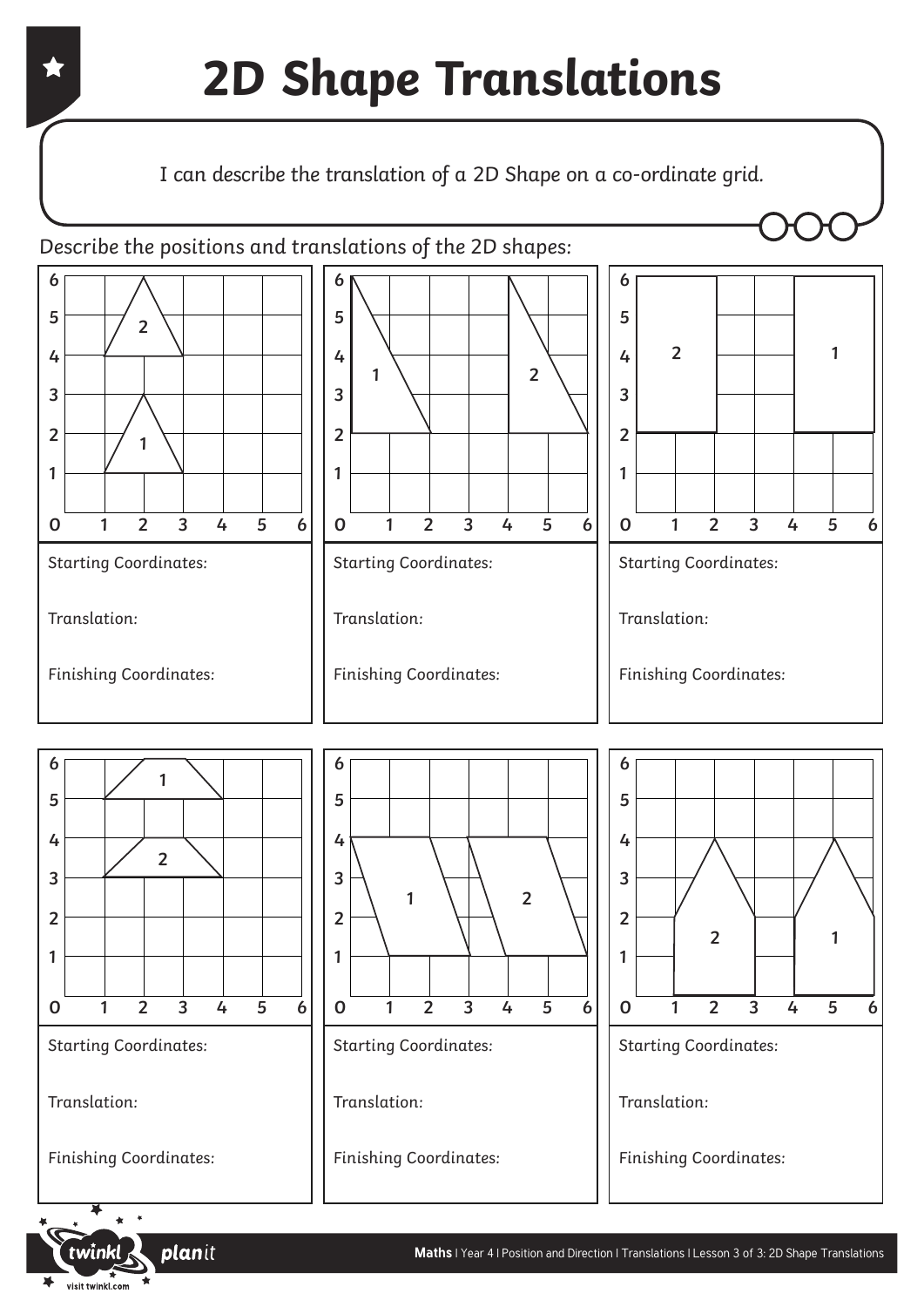# 2D Shape Translations

*I can describe the translation of a 2D Shape on a co-ordinate grid.*

Describe the positions and translations of the 2D shapes:

Starting Coordinates:

Translation:

Finishing Coordinates:

Starting Coordinates:

Translation:

Finishing Coordinates:

Starting Coordinates:

Translation:

Finishing Coordinates:

Starting Coordinates:

Translation:

Finishing Coordinates:

Starting Coordinates:

Translation:

Finishing Coordinates:

Starting Coordinates:

Translation:

Finishing Coordinates: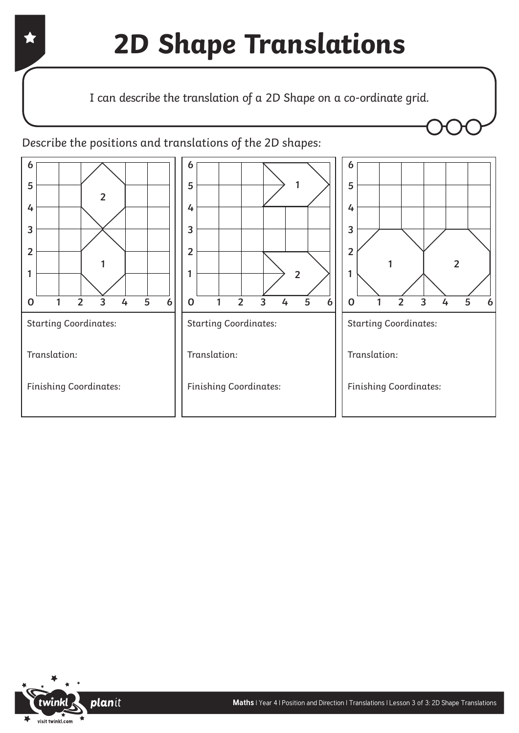# 2D Shape Translations

*I can describe the translation of a 2D Shape on a co-ordinate grid.*

*Describe the positions and translations of the 2D shapes:*

Starting Coordinates:

Translation:

Finishing Coordinates:

Starting Coordinates:

Translation:

Finishing Coordinates:

Starting Coordinates:

Translation:

Finishing Coordinates: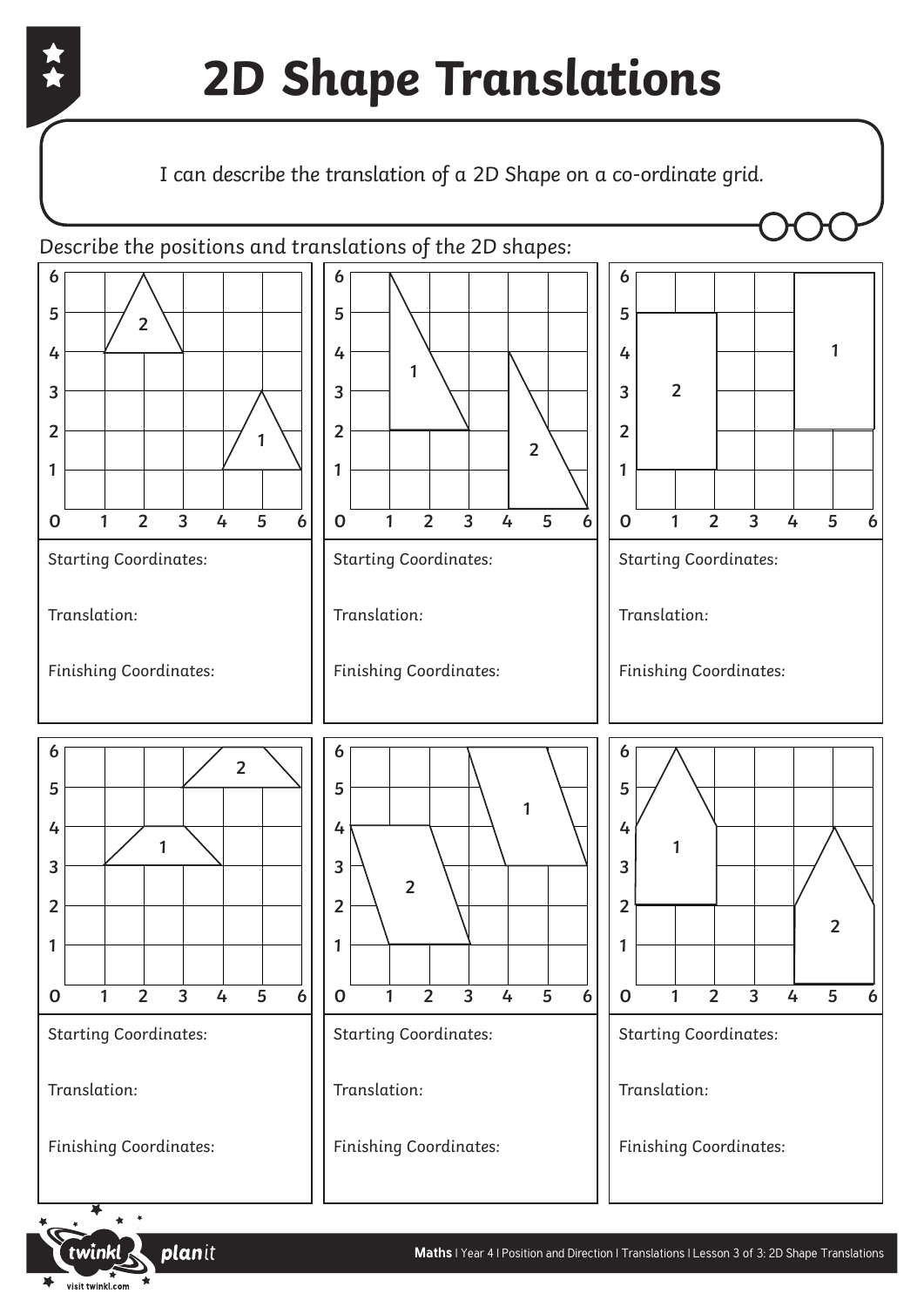# 2D Shape Translations

*I can describe the translation of a 2D Shape on a co-ordinate grid.*

*Describe the positions and translations of the 2D shapes:*

*Starting Coordinates:*

*Translation:*

*Finishing Coordinates:*

*Starting Coordinates:*

*Translation:*

*Finishing Coordinates:*

*Starting Coordinates:*

*Translation:*

*Finishing Coordinates:*

*Starting Coordinates:*

*Translation:*

*Finishing Coordinates:*

*Starting Coordinates:*

*Translation:*

*Finishing Coordinates:*

*Starting Coordinates:*

*Translation:*

*Finishing Coordinates:*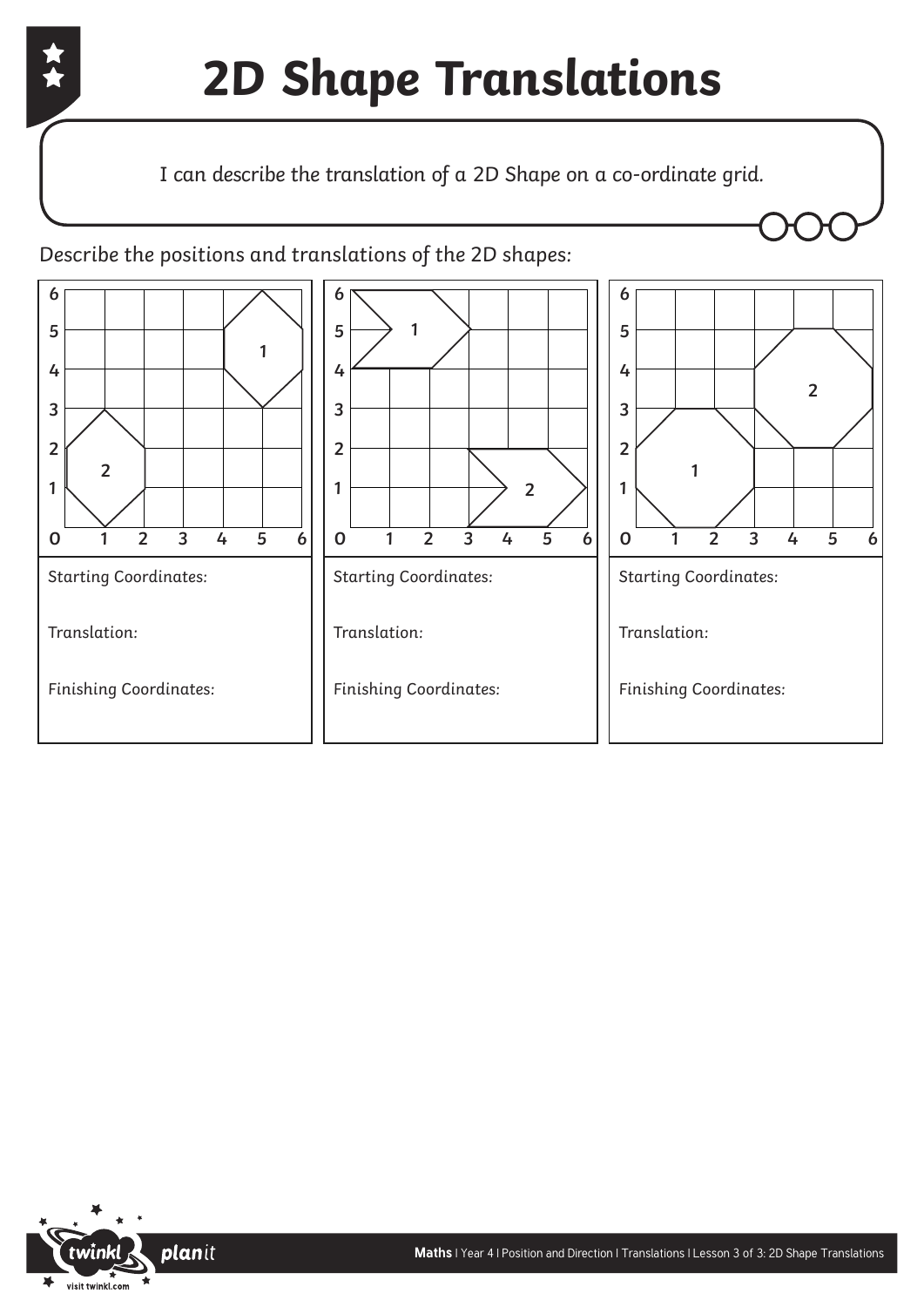# 2D Shape Translations

*I can describe the translation of a 2D Shape on a co-ordinate grid.*

*Describe the positions and translations of the 2D shapes:*

| | | |
|---|---|---|
| Starting Coordinates: | Starting Coordinates: | Starting Coordinates: |
| Translation: | Translation: | Translation: |
| Finishing Coordinates: | Finishing Coordinates: | Finishing Coordinates: |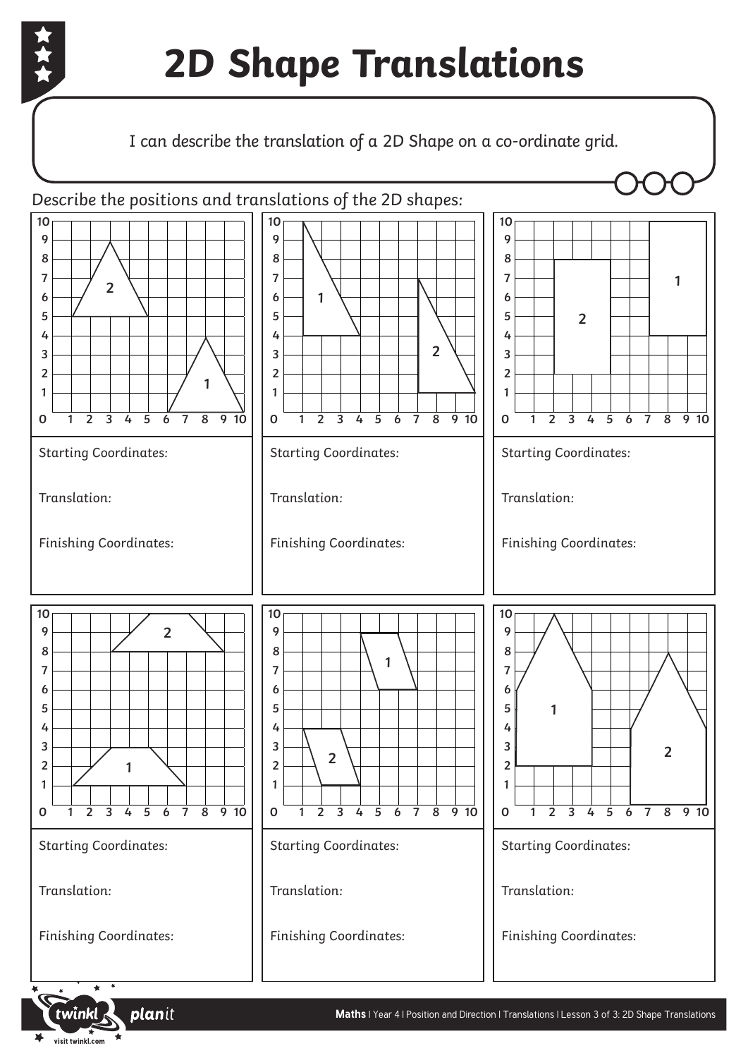# 2D Shape Translations

I can describe the translation of a 2D Shape on a co-ordinate grid.

Describe the positions and translations of the 2D shapes:

Starting Coordinates:

Translation:

Finishing Coordinates:

Starting Coordinates:

Translation:

Finishing Coordinates:

Starting Coordinates:

Translation:

Finishing Coordinates:

Starting Coordinates:

Translation:

Finishing Coordinates:

Starting Coordinates:

Translation:

Finishing Coordinates:

Starting Coordinates:

Translation:

Finishing Coordinates: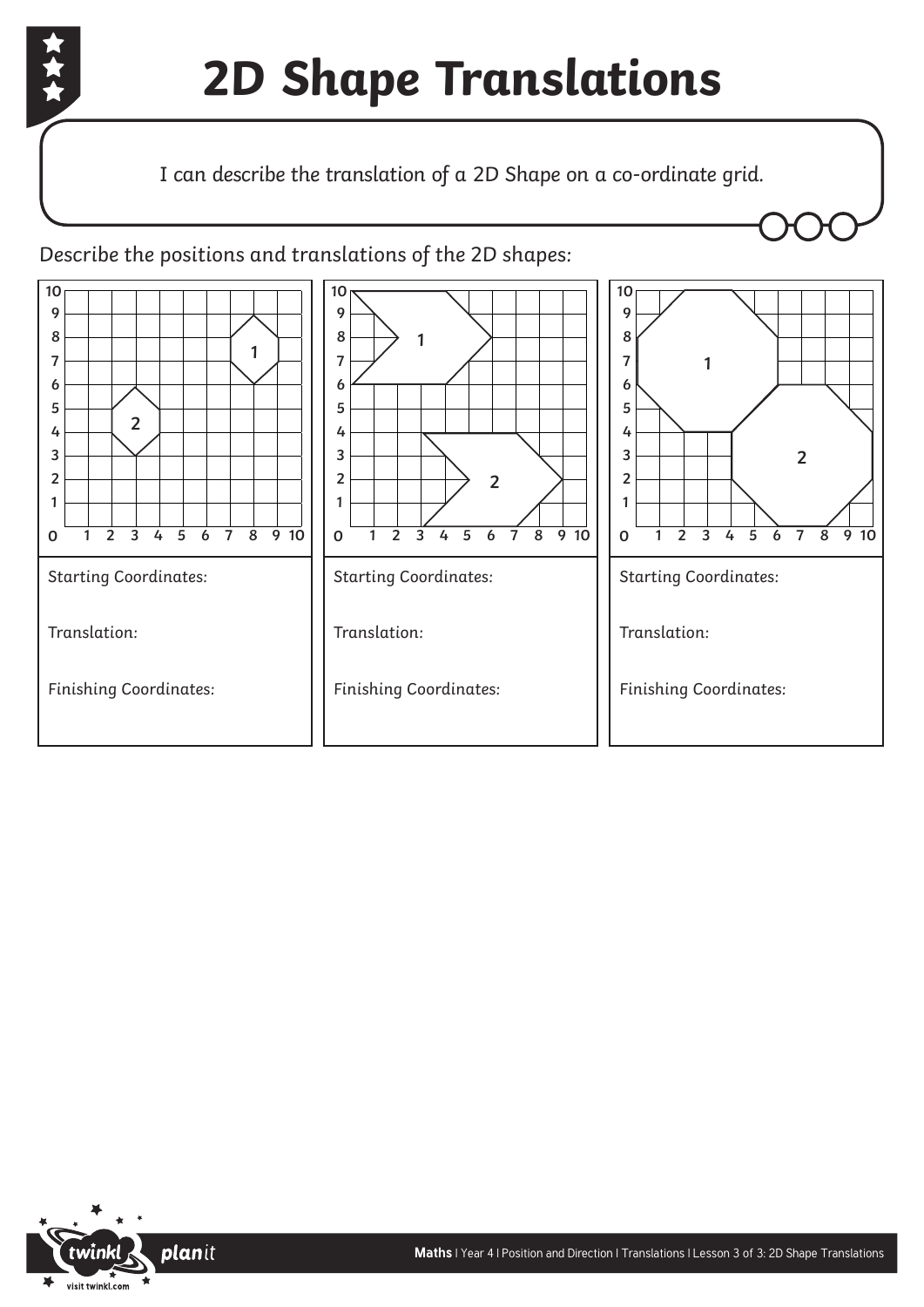# 2D Shape Translations

I can describe the translation of a 2D Shape on a co-ordinate grid.

Describe the positions and translations of the 2D shapes:

Starting Coordinates:

Translation:

Finishing Coordinates:

Starting Coordinates:

Translation:

Finishing Coordinates:

Starting Coordinates:

Translation:

Finishing Coordinates: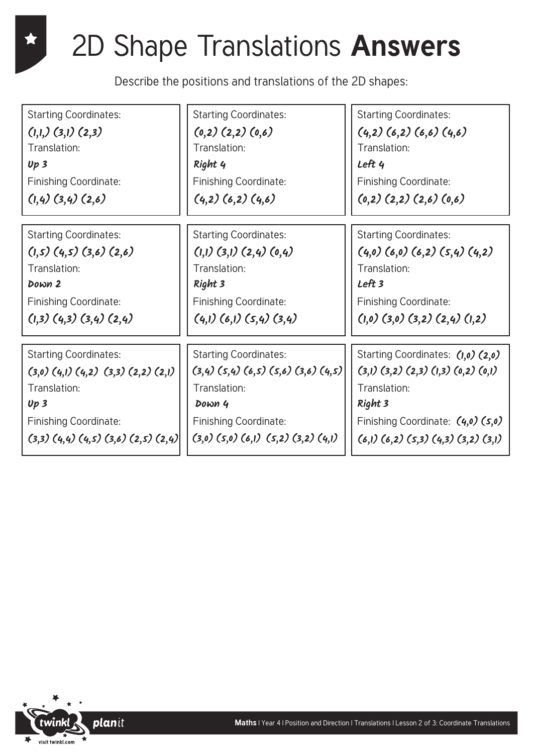# 2D Shape Translations **Answers**

Describe the positions and translations of the 2D shapes:

| | | |
|---|---|---|
| Starting Coordinates: (1,1,) (3,1) (2,3)<br>Translation: Up 3<br>Finishing Coordinate: (1,4) (3,4) (2,6) | Starting Coordinates: (0,2) (2,2) (0,6)<br>Translation: Right 4<br>Finishing Coordinate: (4,2) (6,2) (4,6) | Starting Coordinates: (4,2) (6,2) (6,6) (4,6)<br>Translation: Left 4<br>Finishing Coordinate: (0,2) (2,2) (2,6) (0,6) |
| Starting Coordinates: (1,5) (4,5) (3,6) (2,6)<br>Translation: Down 2<br>Finishing Coordinate: (1,3) (4,3) (3,4) (2,4) | Starting Coordinates: (1,1) (3,1) (2,4) (0,4)<br>Translation: Right 3<br>Finishing Coordinate: (4,1) (6,1) (5,4) (3,4) | Starting Coordinates: (4,0) (6,0) (6,2) (5,4) (4,2)<br>Translation: Left 3<br>Finishing Coordinate: (1,0) (3,0) (3,2) (2,4) (1,2) |
| Starting Coordinates: (3,0) (4,1) (4,2) (3,3) (2,2) (2,1)<br>Translation: Up 3<br>Finishing Coordinate: (3,3) (4,4) (4,5) (3,6) (2,5) (2,4) | Starting Coordinates: (3,4) (5,4) (6,5) (5,6) (3,6) (4,5)<br>Translation: Down 4<br>Finishing Coordinate: (3,0) (5,0) (6,1) (5,2) (3,2) (4,1) | Starting Coordinates: (1,0) (2,0) (3,1) (3,2) (2,3) (1,3) (0,2) (0,1)<br>Translation: Right 3<br>Finishing Coordinate: (4,0) (5,0) (6,1) (6,2) (5,3) (4,3) (3,2) (3,1) |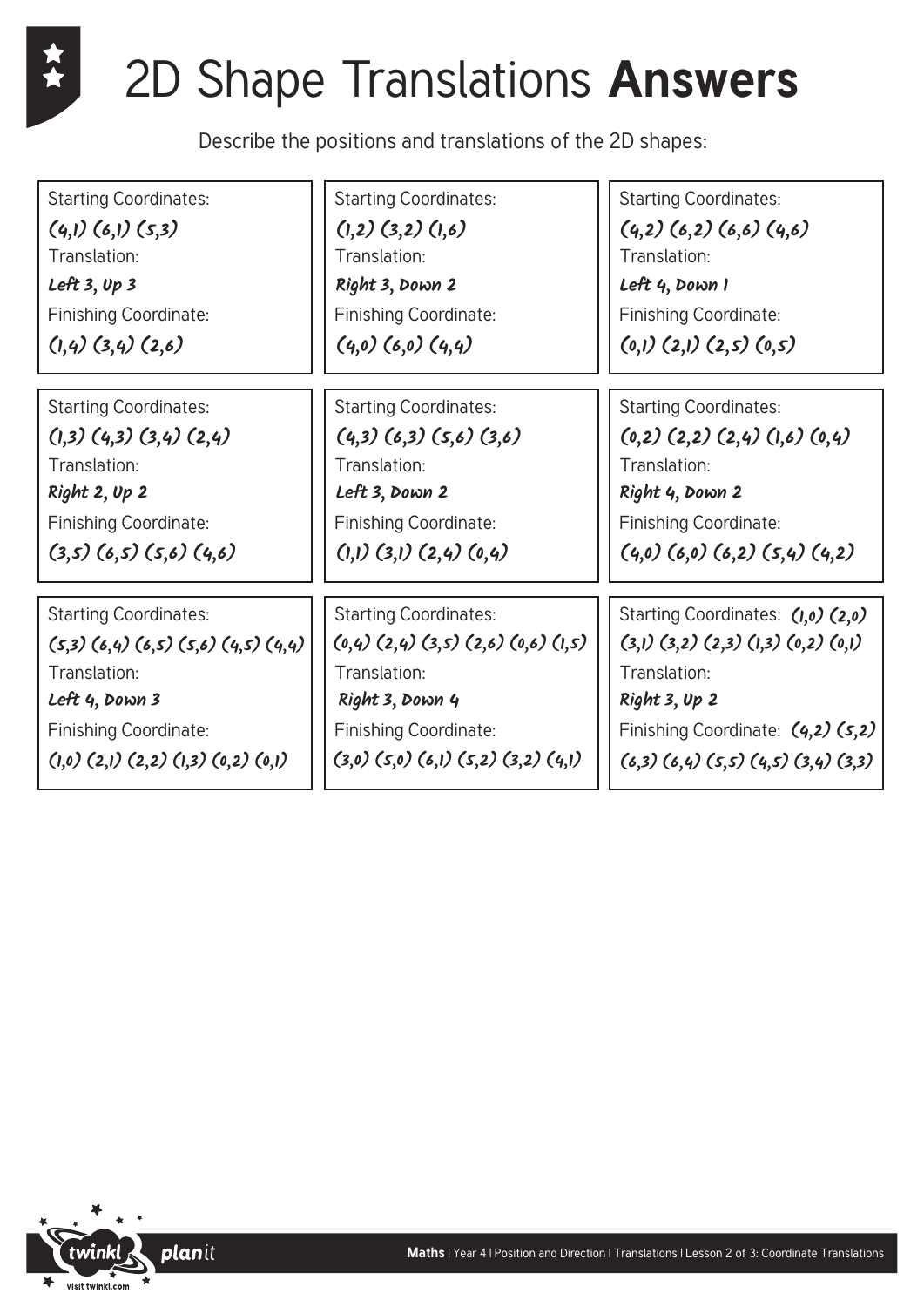# 2D Shape Translations **Answers**

Describe the positions and translations of the 2D shapes:

| | | |
|---|---|---|
| Starting Coordinates: (4,1) (6,1) (5,3) Translation: Left 3, Up 3 Finishing Coordinate: (1,4) (3,4) (2,6) | Starting Coordinates: (1,2) (3,2) (1,6) Translation: Right 3, Down 2 Finishing Coordinate: (4,0) (6,0) (4,4) | Starting Coordinates: (4,2) (6,2) (6,6) (4,6) Translation: Left 4, Down 1 Finishing Coordinate: (0,1) (2,1) (2,5) (0,5) |
| Starting Coordinates: (1,3) (4,3) (3,4) (2,4) Translation: Right 2, Up 2 Finishing Coordinate: (3,5) (6,5) (5,6) (4,6) | Starting Coordinates: (4,3) (6,3) (5,6) (3,6) Translation: Left 3, Down 2 Finishing Coordinate: (1,1) (3,1) (2,4) (0,4) | Starting Coordinates: (0,2) (2,2) (2,4) (1,6) (0,4) Translation: Right 4, Down 2 Finishing Coordinate: (4,0) (6,0) (6,2) (5,4) (4,2) |
| Starting Coordinates: (5,3) (6,4) (6,5) (5,6) (4,5) (4,4) Translation: Left 4, Down 3 Finishing Coordinate: (1,0) (2,1) (2,2) (1,3) (0,2) (0,1) | Starting Coordinates: (0,4) (2,4) (3,5) (2,6) (0,6) (1,5) Translation: Right 3, Down 4 Finishing Coordinate: (3,0) (5,0) (6,1) (5,2) (3,2) (4,1) | Starting Coordinates: (1,0) (2,0) (3,1) (3,2) (2,3) (1,3) (0,2) (0,1) Translation: Right 3, Up 2 Finishing Coordinate: (4,2) (5,2) (6,3) (6,4) (5,5) (4,5) (3,4) (3,3) |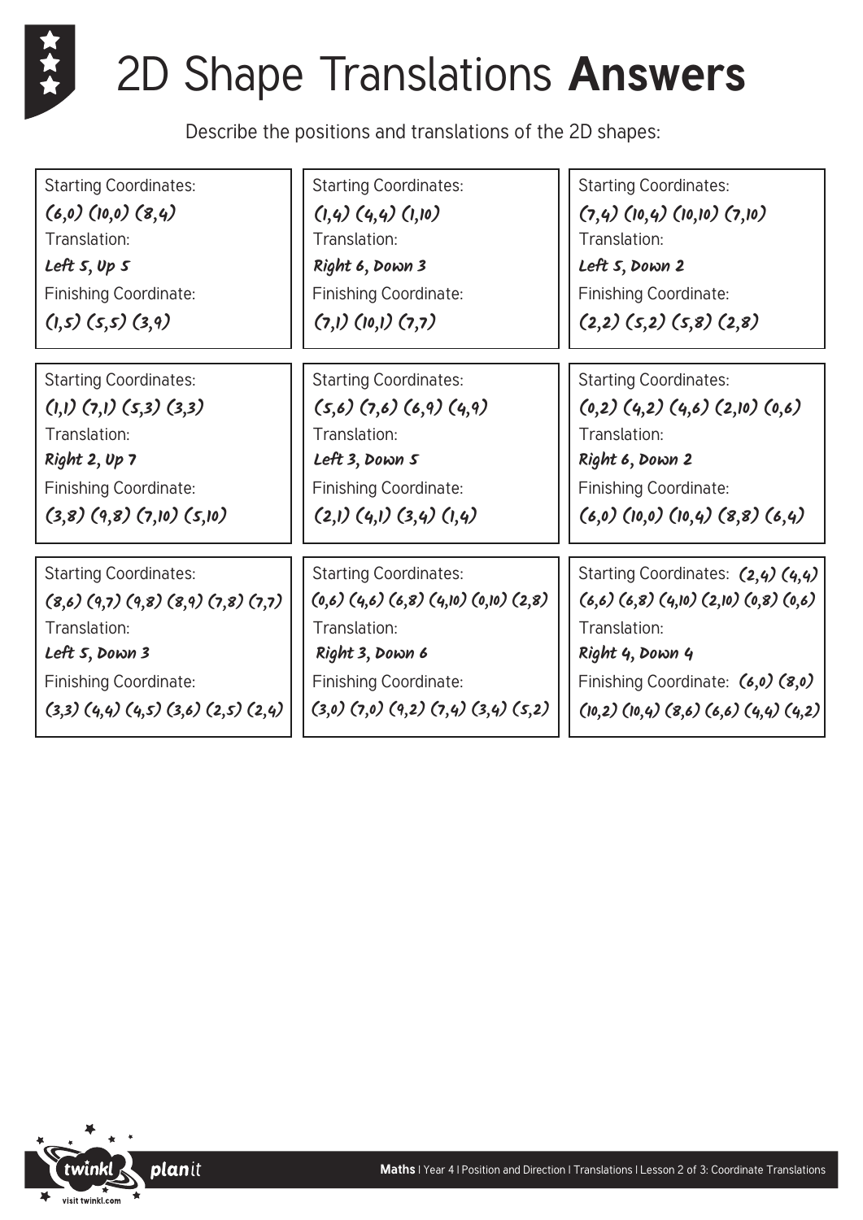# 2D Shape Translations **Answers**

Describe the positions and translations of the 2D shapes:

| | | |
|---|---|---|
| Starting Coordinates: (6,0) (10,0) (8,4) Translation: Left 5, Up 5 Finishing Coordinate: (1,5) (5,5) (3,9) | Starting Coordinates: (1,4) (4,4) (1,10) Translation: Right 6, Down 3 Finishing Coordinate: (7,1) (10,1) (7,7) | Starting Coordinates: (7,4) (10,4) (10,10) (7,10) Translation: Left 5, Down 2 Finishing Coordinate: (2,2) (5,2) (5,8) (2,8) |
| Starting Coordinates: (1,1) (7,1) (5,3) (3,3) Translation: Right 2, Up 7 Finishing Coordinate: (3,8) (9,8) (7,10) (5,10) | Starting Coordinates: (5,6) (7,6) (6,9) (4,9) Translation: Left 3, Down 5 Finishing Coordinate: (2,1) (4,1) (3,4) (1,4) | Starting Coordinates: (0,2) (4,2) (4,6) (2,10) (0,6) Translation: Right 6, Down 2 Finishing Coordinate: (6,0) (10,0) (10,4) (8,8) (6,4) |
| Starting Coordinates: (8,6) (9,7) (9,8) (8,9) (7,8) (7,7) Translation: Left 5, Down 3 Finishing Coordinate: (3,3) (4,4) (4,5) (3,6) (2,5) (2,4) | Starting Coordinates: (0,6) (4,6) (6,8) (4,10) (0,10) (2,8) Translation: Right 3, Down 6 Finishing Coordinate: (3,0) (7,0) (9,2) (7,4) (3,4) (5,2) | Starting Coordinates: (2,4) (4,4) (6,6) (6,8) (4,10) (2,10) (0,8) (0,6) Translation: Right 4, Down 4 Finishing Coordinate: (6,0) (8,0) (10,2) (10,4) (8,6) (6,6) (4,4) (4,2) |